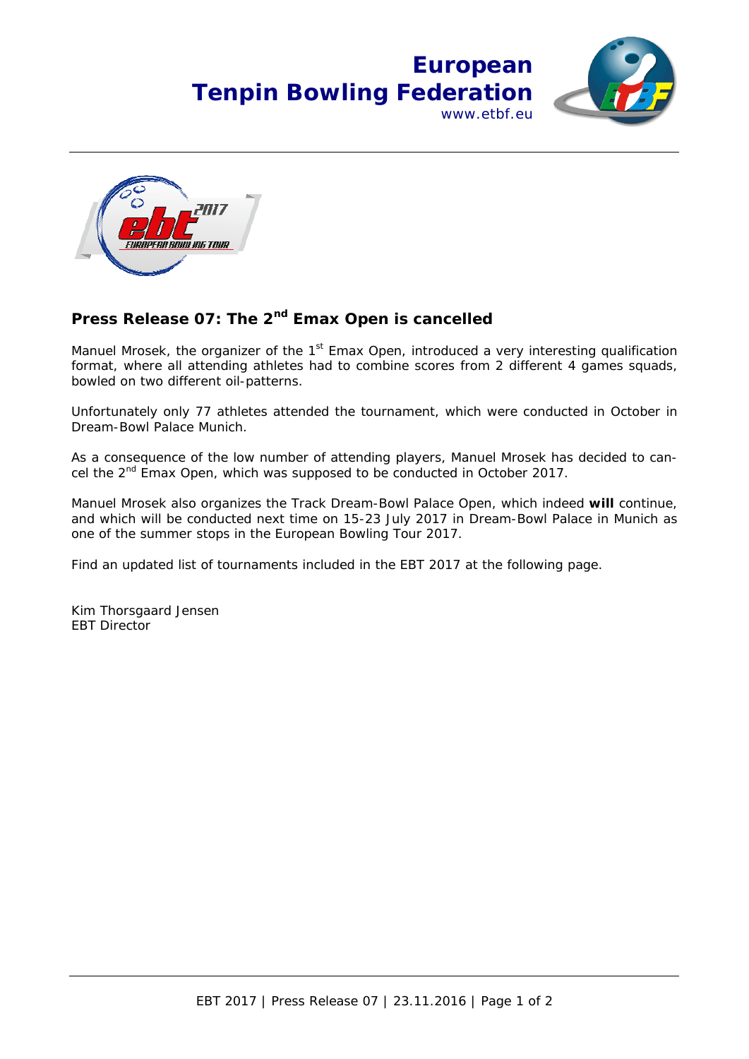**European Tenpin Bowling Federation**
www.etbf.eu

## Press Release 07: The 2nd Emax Open is cancelled

Manuel Mrosek, the organizer of the 1st Emax Open, introduced a very interesting qualification format, where all attending athletes had to combine scores from 2 different 4 games squads, bowled on two different oil-patterns.

Unfortunately only 77 athletes attended the tournament, which were conducted in October in Dream-Bowl Palace Munich.

As a consequence of the low number of attending players, Manuel Mrosek has decided to cancel the 2nd Emax Open, which was supposed to be conducted in October 2017.

Manuel Mrosek also organizes the Track Dream-Bowl Palace Open, which indeed **will** continue, and which will be conducted next time on 15-23 July 2017 in Dream-Bowl Palace in Munich as one of the summer stops in the European Bowling Tour 2017.

Find an updated list of tournaments included in the EBT 2017 at the following page.

Kim Thorsgaard Jensen
EBT Director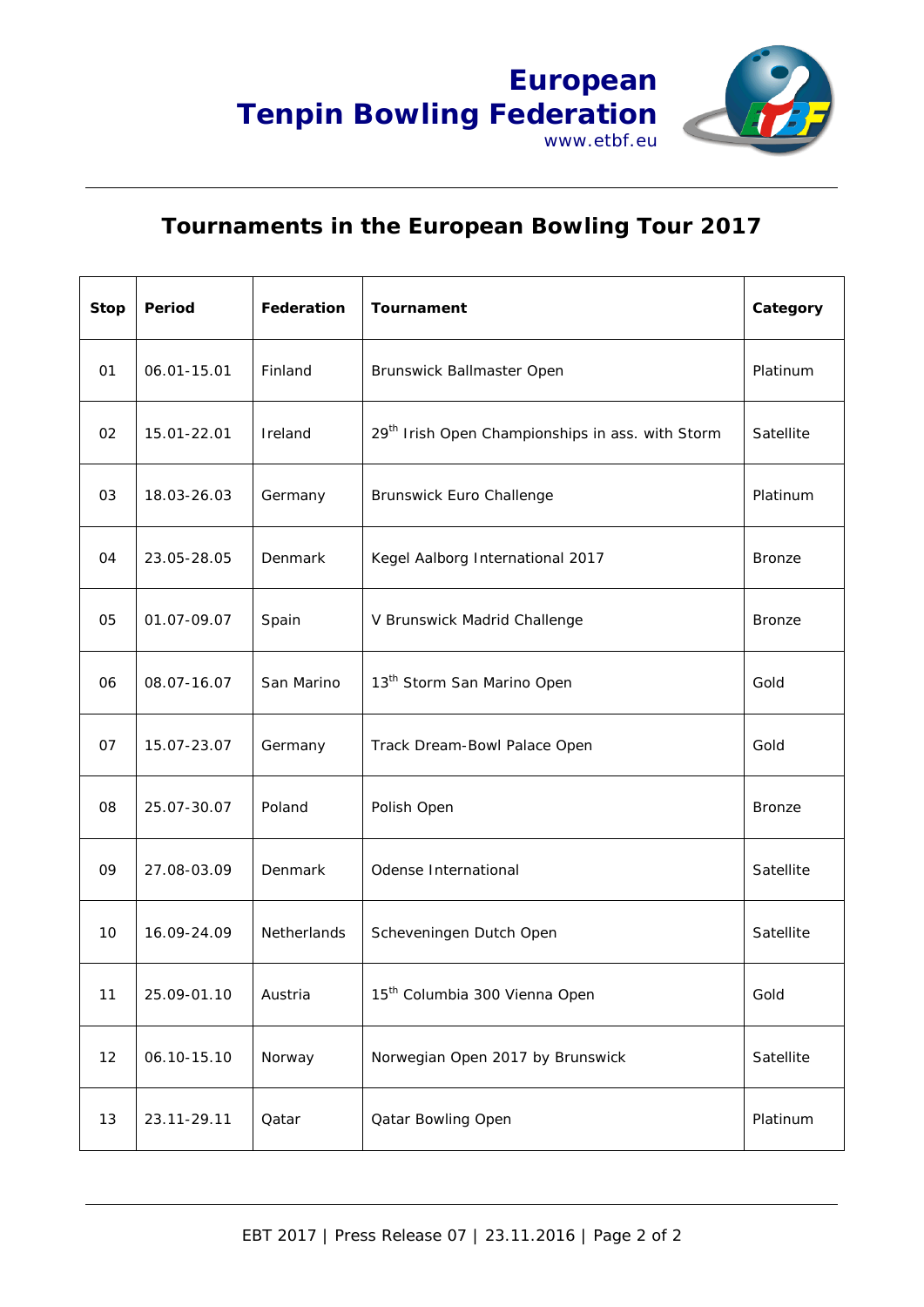European
Tenpin Bowling Federation
www.etbf.eu

## Tournaments in the European Bowling Tour 2017

| Stop | Period | Federation | Tournament | Category |
|---|---|---|---|---|
| 01 | 06.01-15.01 | Finland | Brunswick Ballmaster Open | Platinum |
| 02 | 15.01-22.01 | Ireland | 29th Irish Open Championships in ass. with Storm | Satellite |
| 03 | 18.03-26.03 | Germany | Brunswick Euro Challenge | Platinum |
| 04 | 23.05-28.05 | Denmark | Kegel Aalborg International 2017 | Bronze |
| 05 | 01.07-09.07 | Spain | V Brunswick Madrid Challenge | Bronze |
| 06 | 08.07-16.07 | San Marino | 13th Storm San Marino Open | Gold |
| 07 | 15.07-23.07 | Germany | Track Dream-Bowl Palace Open | Gold |
| 08 | 25.07-30.07 | Poland | Polish Open | Bronze |
| 09 | 27.08-03.09 | Denmark | Odense International | Satellite |
| 10 | 16.09-24.09 | Netherlands | Scheveningen Dutch Open | Satellite |
| 11 | 25.09-01.10 | Austria | 15th Columbia 300 Vienna Open | Gold |
| 12 | 06.10-15.10 | Norway | Norwegian Open 2017 by Brunswick | Satellite |
| 13 | 23.11-29.11 | Qatar | Qatar Bowling Open | Platinum |